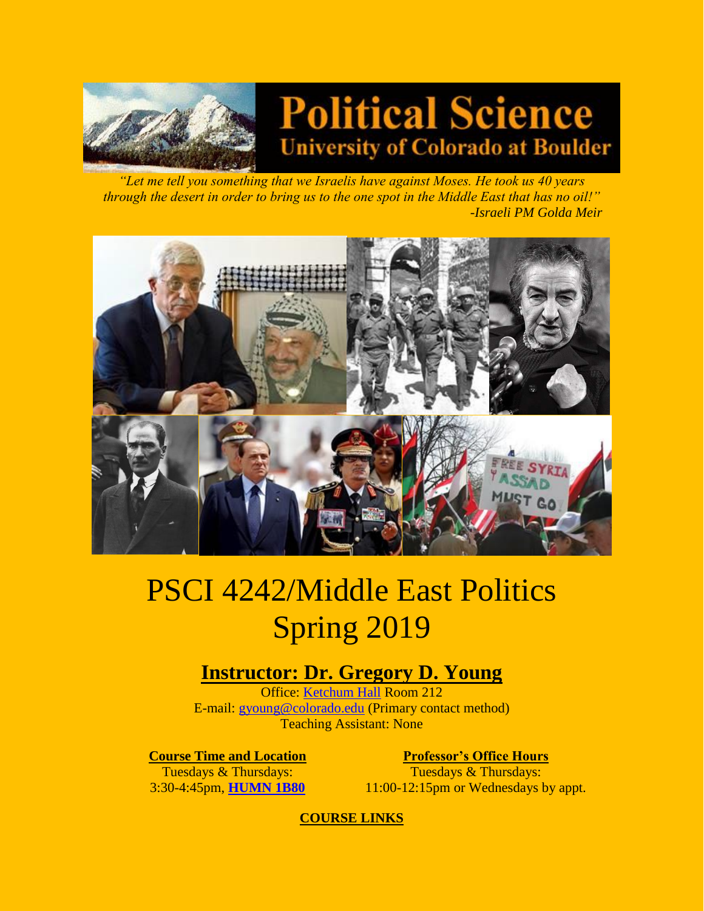# Political Science
## University of Colorado at Boulder

*"Let me tell you something that we Israelis have against Moses. He took us 40 years through the desert in order to bring us to the one spot in the Middle East that has no oil!"*
*-Israeli PM Golda Meir*

# PSCI 4242/Middle East Politics
# Spring 2019

## Instructor: Dr. Gregory D. Young

Office: Ketchum Hall Room 212
E-mail: gyoung@colorado.edu (Primary contact method)
Teaching Assistant: None

**Course Time and Location**
Tuesdays & Thursdays:
3:30-4:45pm, **HUMN 1B80**

**Professor's Office Hours**
Tuesdays & Thursdays:
11:00-12:15pm or Wednesdays by appt.

**COURSE LINKS**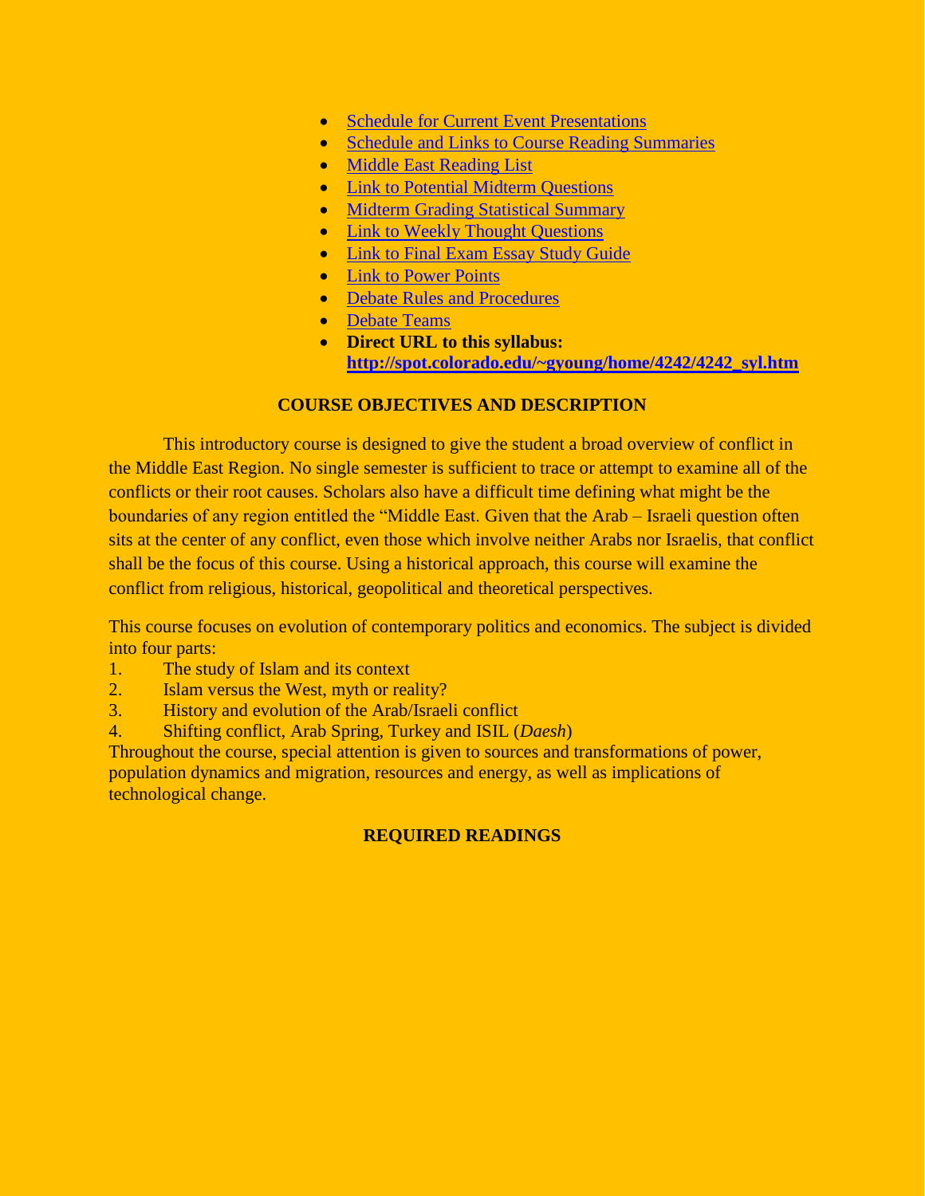- Schedule for Current Event Presentations
- Schedule and Links to Course Reading Summaries
- Middle East Reading List
- Link to Potential Midterm Questions
- Midterm Grading Statistical Summary
- Link to Weekly Thought Questions
- Link to Final Exam Essay Study Guide
- Link to Power Points
- Debate Rules and Procedures
- Debate Teams
- **Direct URL to this syllabus: http://spot.colorado.edu/~gyoung/home/4242/4242_syl.htm**

## COURSE OBJECTIVES AND DESCRIPTION

This introductory course is designed to give the student a broad overview of conflict in the Middle East Region. No single semester is sufficient to trace or attempt to examine all of the conflicts or their root causes. Scholars also have a difficult time defining what might be the boundaries of any region entitled the "Middle East. Given that the Arab – Israeli question often sits at the center of any conflict, even those which involve neither Arabs nor Israelis, that conflict shall be the focus of this course. Using a historical approach, this course will examine the conflict from religious, historical, geopolitical and theoretical perspectives.

This course focuses on evolution of contemporary politics and economics. The subject is divided into four parts:

1. The study of Islam and its context
2. Islam versus the West, myth or reality?
3. History and evolution of the Arab/Israeli conflict
4. Shifting conflict, Arab Spring, Turkey and ISIL (*Daesh*)

Throughout the course, special attention is given to sources and transformations of power, population dynamics and migration, resources and energy, as well as implications of technological change.

## REQUIRED READINGS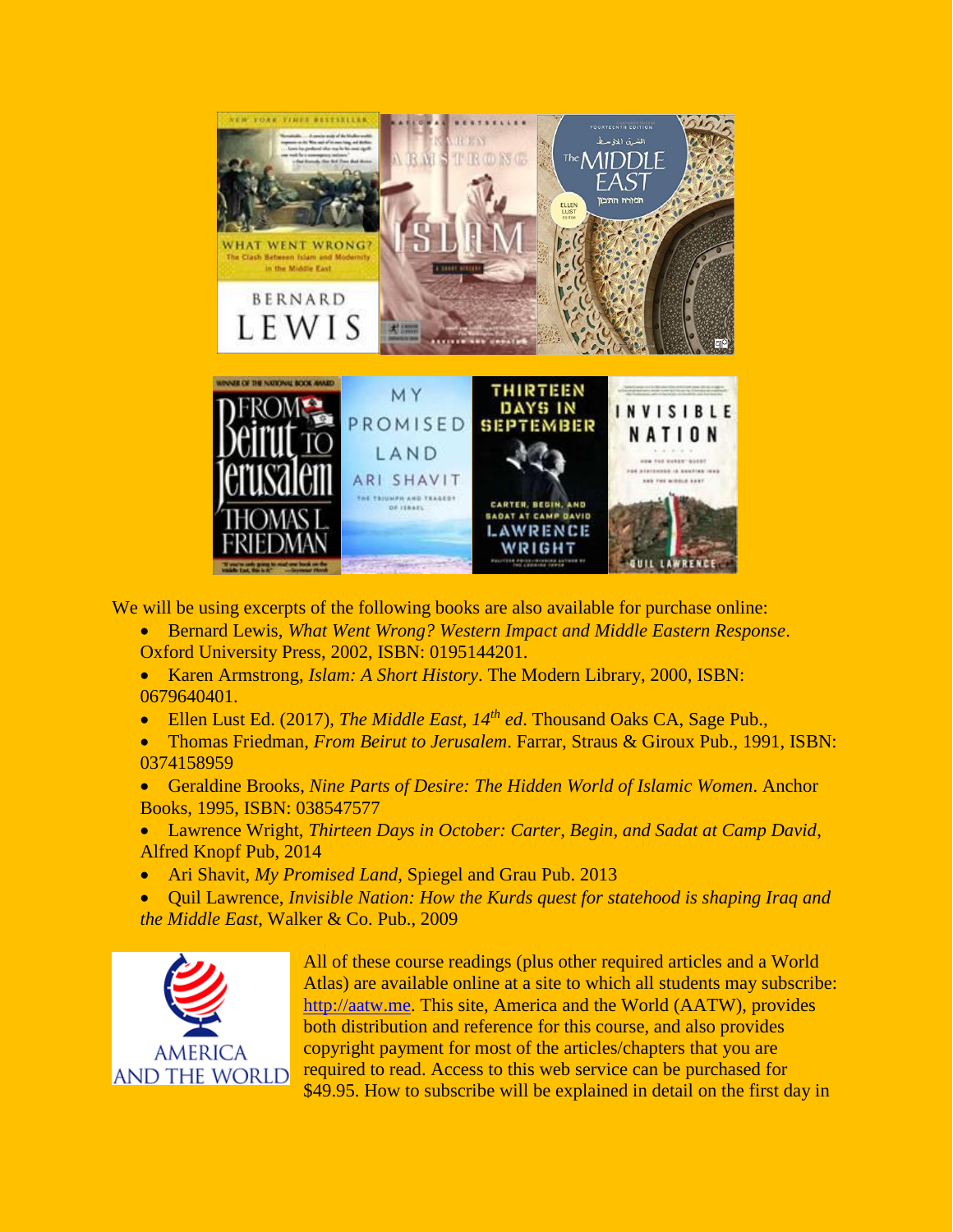We will be using excerpts of the following books are also available for purchase online:

- Bernard Lewis, *What Went Wrong? Western Impact and Middle Eastern Response*. Oxford University Press, 2002, ISBN: 0195144201.
- Karen Armstrong, *Islam: A Short History*. The Modern Library, 2000, ISBN: 0679640401.
- Ellen Lust Ed. (2017), *The Middle East, 14th ed*. Thousand Oaks CA, Sage Pub.,
- Thomas Friedman, *From Beirut to Jerusalem*. Farrar, Straus & Giroux Pub., 1991, ISBN: 0374158959
- Geraldine Brooks, *Nine Parts of Desire: The Hidden World of Islamic Women*. Anchor Books, 1995, ISBN: 038547577
- Lawrence Wright, *Thirteen Days in October: Carter, Begin, and Sadat at Camp David*, Alfred Knopf Pub, 2014
- Ari Shavit, *My Promised Land*, Spiegel and Grau Pub. 2013
- Quil Lawrence, *Invisible Nation: How the Kurds quest for statehood is shaping Iraq and the Middle East*, Walker & Co. Pub., 2009

All of these course readings (plus other required articles and a World Atlas) are available online at a site to which all students may subscribe: http://aatw.me. This site, America and the World (AATW), provides both distribution and reference for this course, and also provides copyright payment for most of the articles/chapters that you are required to read. Access to this web service can be purchased for $49.95. How to subscribe will be explained in detail on the first day in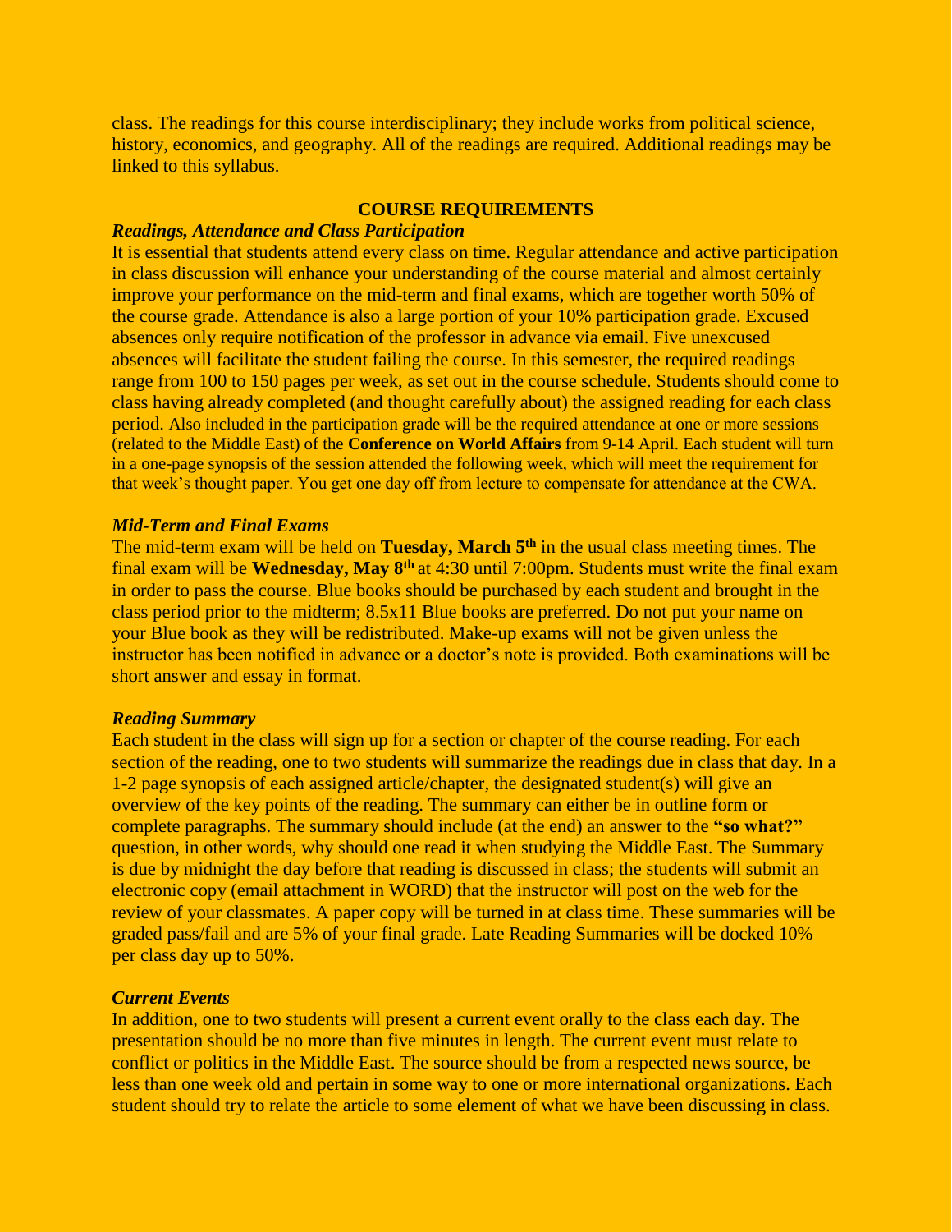class. The readings for this course interdisciplinary; they include works from political science, history, economics, and geography. All of the readings are required. Additional readings may be linked to this syllabus.

## COURSE REQUIREMENTS

### *Readings, Attendance and Class Participation*

It is essential that students attend every class on time. Regular attendance and active participation in class discussion will enhance your understanding of the course material and almost certainly improve your performance on the mid-term and final exams, which are together worth 50% of the course grade. Attendance is also a large portion of your 10% participation grade. Excused absences only require notification of the professor in advance via email. Five unexcused absences will facilitate the student failing the course. In this semester, the required readings range from 100 to 150 pages per week, as set out in the course schedule. Students should come to class having already completed (and thought carefully about) the assigned reading for each class period. Also included in the participation grade will be the required attendance at one or more sessions (related to the Middle East) of the **Conference on World Affairs** from 9-14 April. Each student will turn in a one-page synopsis of the session attended the following week, which will meet the requirement for that week's thought paper. You get one day off from lecture to compensate for attendance at the CWA.

### *Mid-Term and Final Exams*

The mid-term exam will be held on **Tuesday, March 5th** in the usual class meeting times. The final exam will be **Wednesday, May 8th** at 4:30 until 7:00pm. Students must write the final exam in order to pass the course. Blue books should be purchased by each student and brought in the class period prior to the midterm; 8.5x11 Blue books are preferred. Do not put your name on your Blue book as they will be redistributed. Make-up exams will not be given unless the instructor has been notified in advance or a doctor's note is provided. Both examinations will be short answer and essay in format.

### *Reading Summary*

Each student in the class will sign up for a section or chapter of the course reading. For each section of the reading, one to two students will summarize the readings due in class that day. In a 1-2 page synopsis of each assigned article/chapter, the designated student(s) will give an overview of the key points of the reading. The summary can either be in outline form or complete paragraphs. The summary should include (at the end) an answer to the **"so what?"** question, in other words, why should one read it when studying the Middle East. The Summary is due by midnight the day before that reading is discussed in class; the students will submit an electronic copy (email attachment in WORD) that the instructor will post on the web for the review of your classmates. A paper copy will be turned in at class time. These summaries will be graded pass/fail and are 5% of your final grade. Late Reading Summaries will be docked 10% per class day up to 50%.

### *Current Events*

In addition, one to two students will present a current event orally to the class each day. The presentation should be no more than five minutes in length. The current event must relate to conflict or politics in the Middle East. The source should be from a respected news source, be less than one week old and pertain in some way to one or more international organizations. Each student should try to relate the article to some element of what we have been discussing in class.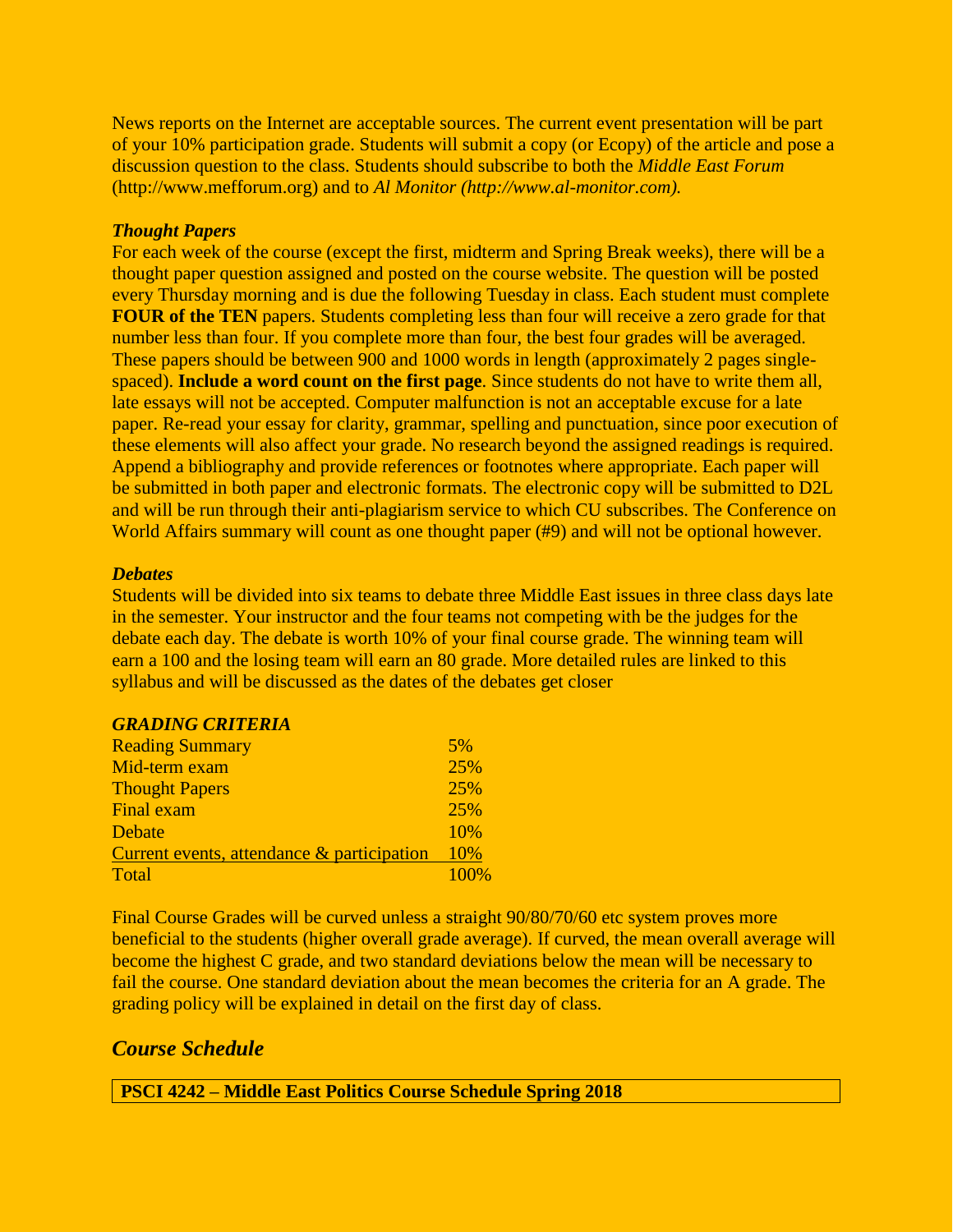News reports on the Internet are acceptable sources. The current event presentation will be part of your 10% participation grade. Students will submit a copy (or Ecopy) of the article and pose a discussion question to the class. Students should subscribe to both the *Middle East Forum* (http://www.mefforum.org) and to *Al Monitor (http://www.al-monitor.com).*

***Thought Papers***

For each week of the course (except the first, midterm and Spring Break weeks), there will be a thought paper question assigned and posted on the course website. The question will be posted every Thursday morning and is due the following Tuesday in class. Each student must complete **FOUR of the TEN** papers. Students completing less than four will receive a zero grade for that number less than four. If you complete more than four, the best four grades will be averaged. These papers should be between 900 and 1000 words in length (approximately 2 pages single-spaced). **Include a word count on the first page**. Since students do not have to write them all, late essays will not be accepted. Computer malfunction is not an acceptable excuse for a late paper. Re-read your essay for clarity, grammar, spelling and punctuation, since poor execution of these elements will also affect your grade. No research beyond the assigned readings is required. Append a bibliography and provide references or footnotes where appropriate. Each paper will be submitted in both paper and electronic formats. The electronic copy will be submitted to D2L and will be run through their anti-plagiarism service to which CU subscribes. The Conference on World Affairs summary will count as one thought paper (#9) and will not be optional however.

***Debates***

Students will be divided into six teams to debate three Middle East issues in three class days late in the semester. Your instructor and the four teams not competing with be the judges for the debate each day. The debate is worth 10% of your final course grade. The winning team will earn a 100 and the losing team will earn an 80 grade. More detailed rules are linked to this syllabus and will be discussed as the dates of the debates get closer

***GRADING CRITERIA***

| | |
|---|---|
| Reading Summary | 5% |
| Mid-term exam | 25% |
| Thought Papers | 25% |
| Final exam | 25% |
| Debate | 10% |
| Current events, attendance & participation | 10% |
| Total | 100% |

Final Course Grades will be curved unless a straight 90/80/70/60 etc system proves more beneficial to the students (higher overall grade average). If curved, the mean overall average will become the highest C grade, and two standard deviations below the mean will be necessary to fail the course. One standard deviation about the mean becomes the criteria for an A grade. The grading policy will be explained in detail on the first day of class.

## *Course Schedule*

| **PSCI 4242 – Middle East Politics Course Schedule Spring 2018** |
|---|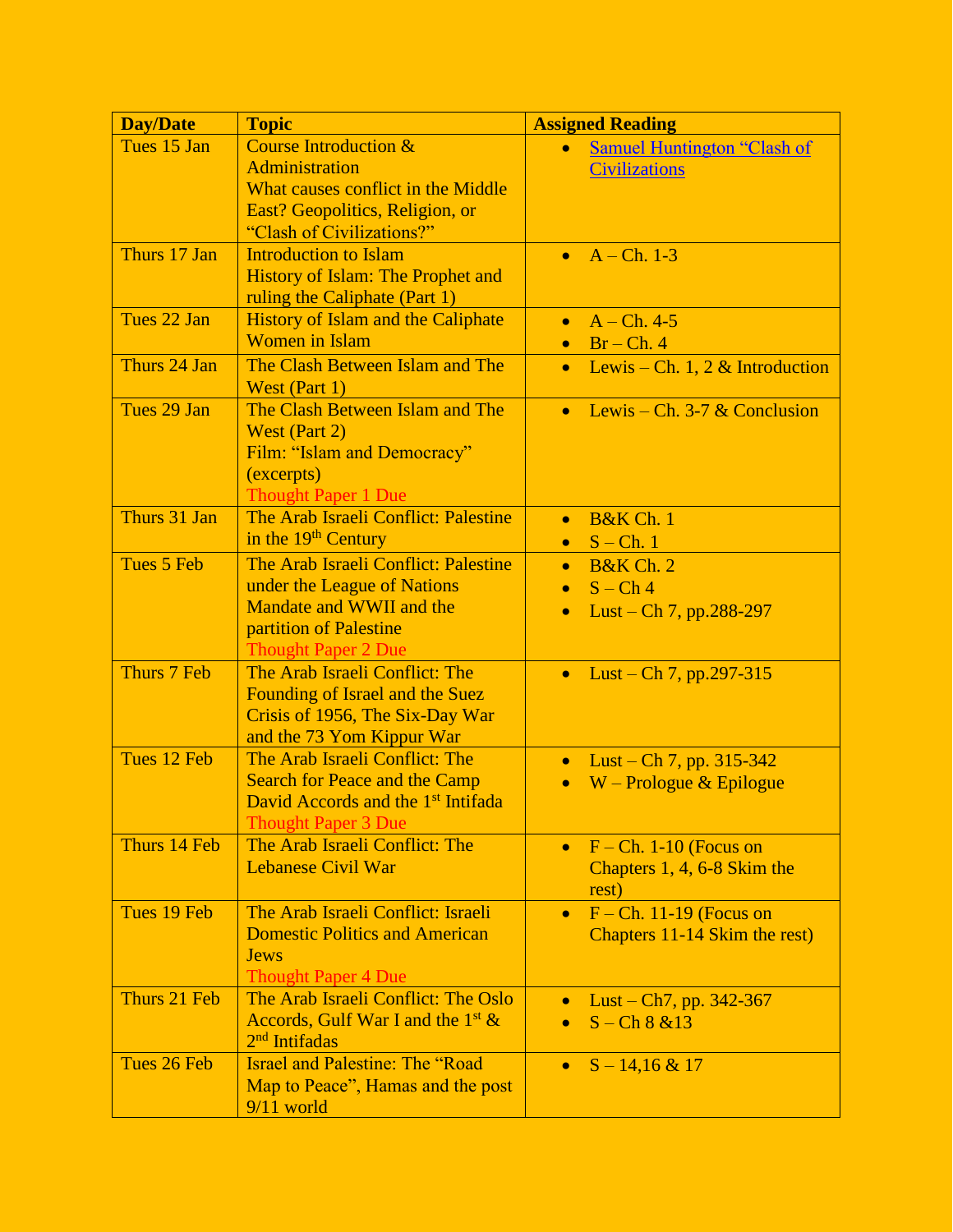| Day/Date | Topic | Assigned Reading |
|---|---|---|
| Tues 15 Jan | Course Introduction & Administration<br>What causes conflict in the Middle East? Geopolitics, Religion, or "Clash of Civilizations?" | • Samuel Huntington "Clash of Civilizations |
| Thurs 17 Jan | Introduction to Islam<br>History of Islam: The Prophet and ruling the Caliphate (Part 1) | • A – Ch. 1-3 |
| Tues 22 Jan | History of Islam and the Caliphate<br>Women in Islam | • A – Ch. 4-5<br>• Br – Ch. 4 |
| Thurs 24 Jan | The Clash Between Islam and The West (Part 1) | • Lewis – Ch. 1, 2 & Introduction |
| Tues 29 Jan | The Clash Between Islam and The West (Part 2)<br>Film: "Islam and Democracy" (excerpts)<br>Thought Paper 1 Due | • Lewis – Ch. 3-7 & Conclusion |
| Thurs 31 Jan | The Arab Israeli Conflict: Palestine in the 19th Century | • B&K Ch. 1<br>• S – Ch. 1 |
| Tues 5 Feb | The Arab Israeli Conflict: Palestine under the League of Nations Mandate and WWII and the partition of Palestine<br>Thought Paper 2 Due | • B&K Ch. 2<br>• S – Ch 4<br>• Lust – Ch 7, pp.288-297 |
| Thurs 7 Feb | The Arab Israeli Conflict: The Founding of Israel and the Suez Crisis of 1956, The Six-Day War and the 73 Yom Kippur War | • Lust – Ch 7, pp.297-315 |
| Tues 12 Feb | The Arab Israeli Conflict: The Search for Peace and the Camp David Accords and the 1st Intifada<br>Thought Paper 3 Due | • Lust – Ch 7, pp. 315-342<br>• W – Prologue & Epilogue |
| Thurs 14 Feb | The Arab Israeli Conflict: The Lebanese Civil War | • F – Ch. 1-10 (Focus on Chapters 1, 4, 6-8 Skim the rest) |
| Tues 19 Feb | The Arab Israeli Conflict: Israeli Domestic Politics and American Jews<br>Thought Paper 4 Due | • F – Ch. 11-19 (Focus on Chapters 11-14 Skim the rest) |
| Thurs 21 Feb | The Arab Israeli Conflict: The Oslo Accords, Gulf War I and the 1st & 2nd Intifadas | • Lust – Ch7, pp. 342-367<br>• S – Ch 8 &13 |
| Tues 26 Feb | Israel and Palestine: The "Road Map to Peace", Hamas and the post 9/11 world | • S – 14,16 & 17 |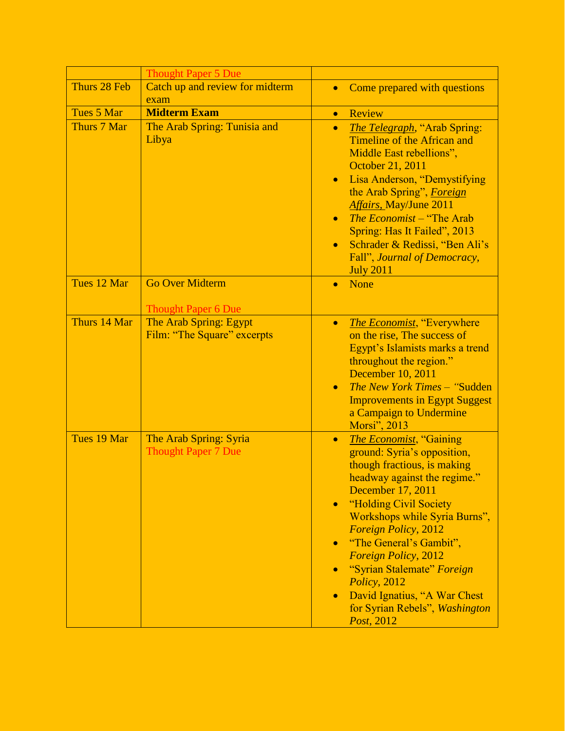| | | |
|---|---|---|
| | Thought Paper 5 Due | |
| Thurs 28 Feb | Catch up and review for midterm exam | • Come prepared with questions |
| Tues 5 Mar | **Midterm Exam** | • Review |
| Thurs 7 Mar | The Arab Spring: Tunisia and Libya | • *The Telegraph*, "Arab Spring: Timeline of the African and Middle East rebellions", October 21, 2011<br>• Lisa Anderson, "Demystifying the Arab Spring", *Foreign Affairs,* May/June 2011<br>• *The Economist* – "The Arab Spring: Has It Failed", 2013<br>• Schrader & Redissi, "Ben Ali's Fall", *Journal of Democracy,* July 2011 |
| Tues 12 Mar | Go Over Midterm<br><br>Thought Paper 6 Due | • None |
| Thurs 14 Mar | The Arab Spring: Egypt<br>Film: "The Square" excerpts | • *The Economist*, "Everywhere on the rise, The success of Egypt's Islamists marks a trend throughout the region." December 10, 2011<br>• *The New York Times* – "Sudden Improvements in Egypt Suggest a Campaign to Undermine Morsi", 2013 |
| Tues 19 Mar | The Arab Spring: Syria<br>Thought Paper 7 Due | • *The Economist*, "Gaining ground: Syria's opposition, though fractious, is making headway against the regime." December 17, 2011<br>• "Holding Civil Society Workshops while Syria Burns", *Foreign Policy*, 2012<br>• "The General's Gambit", *Foreign Policy*, 2012<br>• "Syrian Stalemate" *Foreign Policy*, 2012<br>• David Ignatius, "A War Chest for Syrian Rebels", *Washington Post*, 2012 |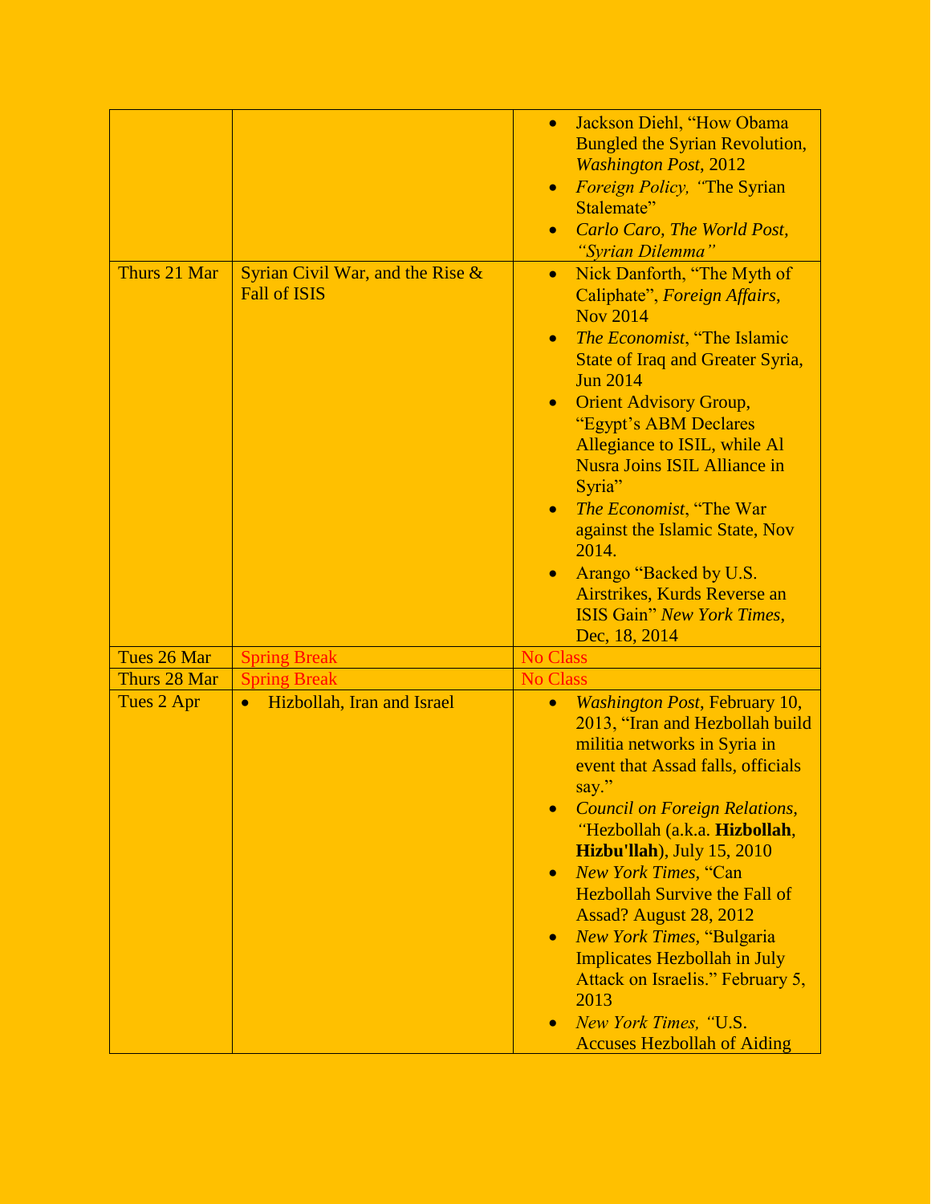| | | |
|---|---|---|
| | | • Jackson Diehl, "How Obama Bungled the Syrian Revolution, *Washington Post*, 2012<br>• *Foreign Policy, "*The Syrian Stalemate"<br>• *Carlo Caro, The World Post, "Syrian Dilemma"* |
| Thurs 21 Mar | Syrian Civil War, and the Rise & Fall of ISIS | • Nick Danforth, "The Myth of Caliphate", *Foreign Affairs*, Nov 2014<br>• *The Economist*, "The Islamic State of Iraq and Greater Syria, Jun 2014<br>• Orient Advisory Group, "Egypt's ABM Declares Allegiance to ISIL, while Al Nusra Joins ISIL Alliance in Syria"<br>• *The Economist*, "The War against the Islamic State, Nov 2014.<br>• Arango "Backed by U.S. Airstrikes, Kurds Reverse an ISIS Gain" *New York Times*, Dec, 18, 2014 |
| Tues 26 Mar | Spring Break | No Class |
| Thurs 28 Mar | Spring Break | No Class |
| Tues 2 Apr | • Hizbollah, Iran and Israel | • *Washington Post*, February 10, 2013, "Iran and Hezbollah build militia networks in Syria in event that Assad falls, officials say."<br>• *Council on Foreign Relations, "*Hezbollah (a.k.a. **Hizbollah**, **Hizbu'llah**), July 15, 2010<br>• *New York Times*, "Can Hezbollah Survive the Fall of Assad? August 28, 2012<br>• *New York Times*, "Bulgaria Implicates Hezbollah in July Attack on Israelis." February 5, 2013<br>• *New York Times, "*U.S. Accuses Hezbollah of Aiding |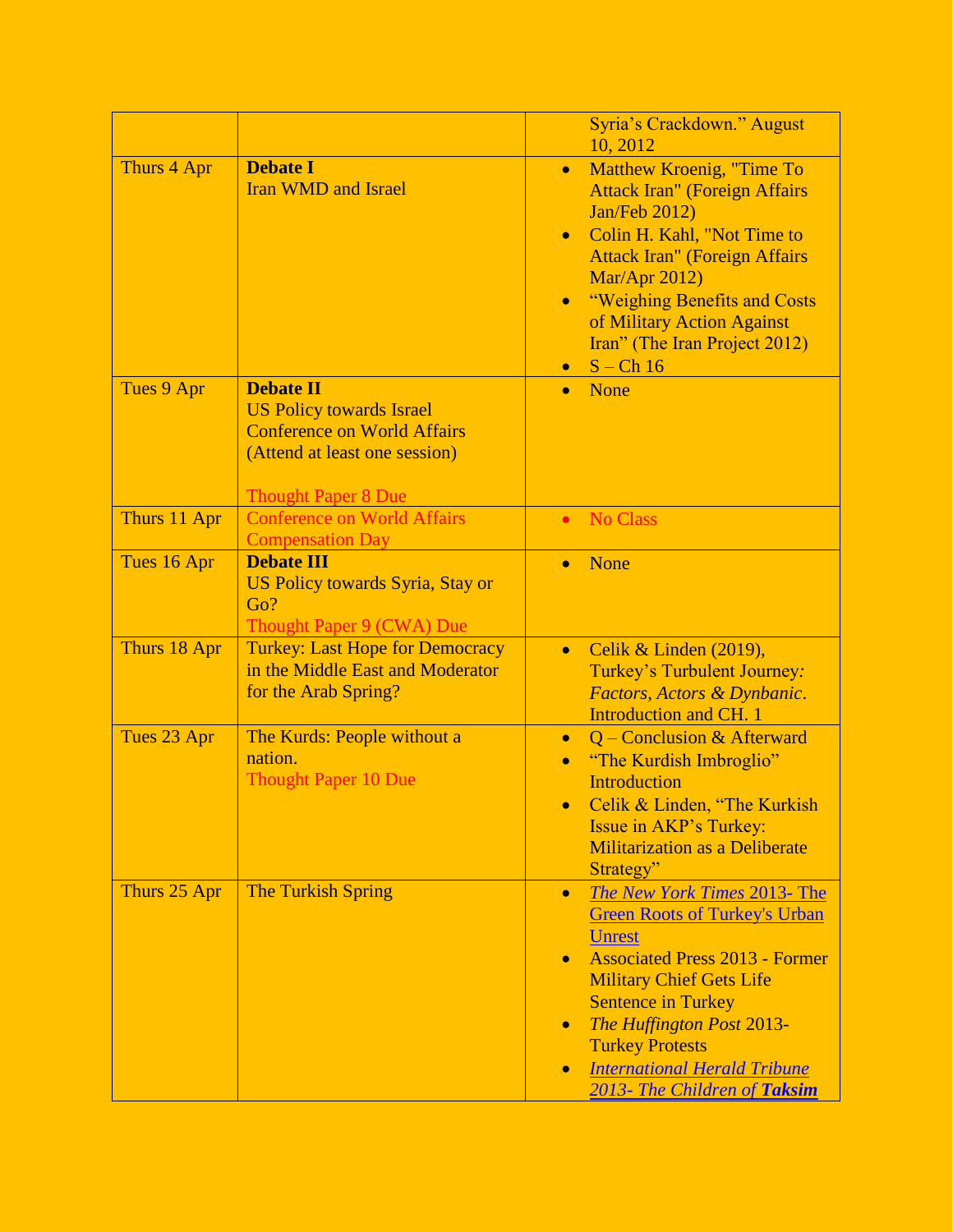| | | |
|---|---|---|
| | | Syria's Crackdown." August 10, 2012 |
| Thurs 4 Apr | **Debate I**<br>Iran WMD and Israel | • Matthew Kroenig, "Time To Attack Iran" (Foreign Affairs Jan/Feb 2012)<br>• Colin H. Kahl, "Not Time to Attack Iran" (Foreign Affairs Mar/Apr 2012)<br>• "Weighing Benefits and Costs of Military Action Against Iran" (The Iran Project 2012)<br>• S – Ch 16 |
| Tues 9 Apr | **Debate II**<br>US Policy towards Israel<br>Conference on World Affairs<br>(Attend at least one session)<br><br>Thought Paper 8 Due | • None |
| Thurs 11 Apr | Conference on World Affairs Compensation Day | • No Class |
| Tues 16 Apr | **Debate III**<br>US Policy towards Syria, Stay or Go?<br>Thought Paper 9 (CWA) Due | • None |
| Thurs 18 Apr | Turkey: Last Hope for Democracy in the Middle East and Moderator for the Arab Spring? | • Celik & Linden (2019), Turkey's Turbulent Journey*: Factors, Actors & Dynbanic*. Introduction and CH. 1 |
| Tues 23 Apr | The Kurds: People without a nation.<br>Thought Paper 10 Due | • Q – Conclusion & Afterward<br>• "The Kurdish Imbroglio" Introduction<br>• Celik & Linden, "The Kurkish Issue in AKP's Turkey: Militarization as a Deliberate Strategy" |
| Thurs 25 Apr | The Turkish Spring | • *The New York Times* 2013- The Green Roots of Turkey's Urban Unrest<br>• Associated Press 2013 - Former Military Chief Gets Life Sentence in Turkey<br>• *The Huffington Post* 2013- Turkey Protests<br>• *International Herald Tribune 2013- The Children of **Taksim*** |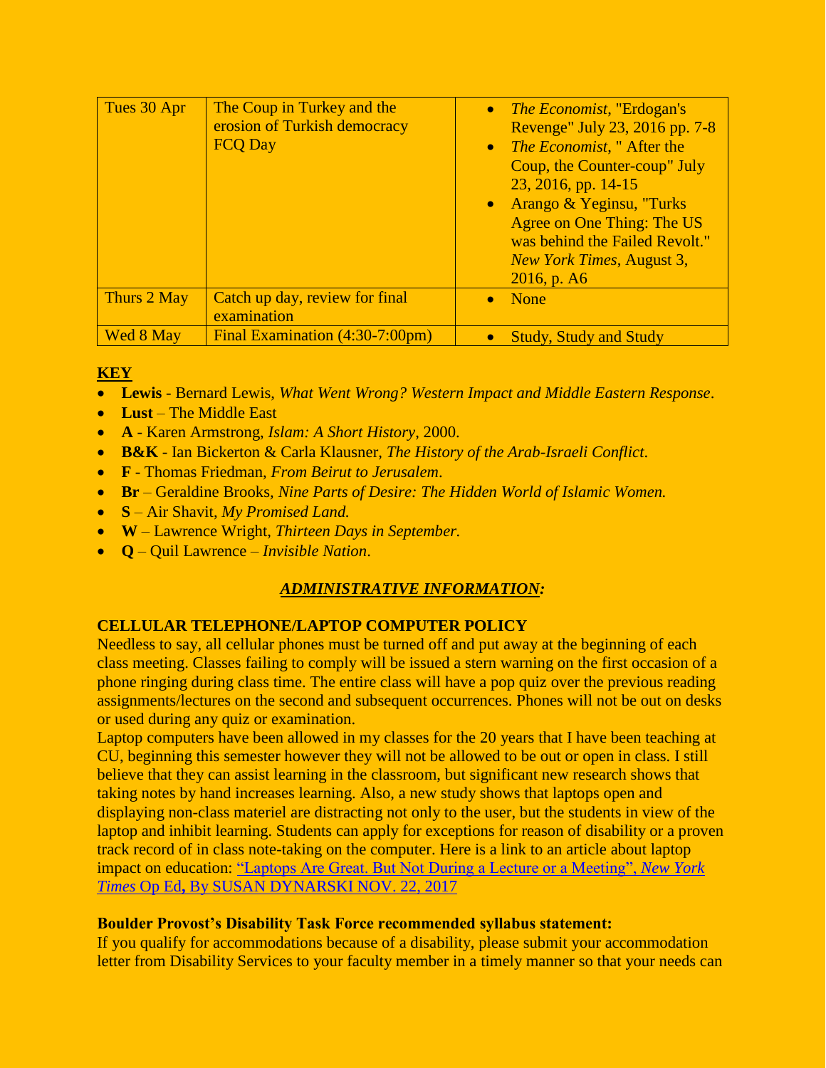| Tues 30 Apr | The Coup in Turkey and the erosion of Turkish democracy<br>FCQ Day | • *The Economist*, "Erdogan's Revenge" July 23, 2016 pp. 7-8<br>• *The Economist*, " After the Coup, the Counter-coup" July 23, 2016, pp. 14-15<br>• Arango & Yeginsu, "Turks Agree on One Thing: The US was behind the Failed Revolt." *New York Times*, August 3, 2016, p. A6 |
|---|---|---|
| Thurs 2 May | Catch up day, review for final examination | • None |
| Wed 8 May | Final Examination (4:30-7:00pm) | • Study, Study and Study |

**KEY**

- **Lewis** - Bernard Lewis, *What Went Wrong? Western Impact and Middle Eastern Response*.
- **Lust** – The Middle East
- **A** - Karen Armstrong, *Islam: A Short History*, 2000.
- **B&K** - Ian Bickerton & Carla Klausner, *The History of the Arab-Israeli Conflict*.
- **F** - Thomas Friedman, *From Beirut to Jerusalem*.
- **Br** – Geraldine Brooks, *Nine Parts of Desire: The Hidden World of Islamic Women.*
- **S** – Air Shavit, *My Promised Land.*
- **W** – Lawrence Wright, *Thirteen Days in September.*
- **Q** – Quil Lawrence – *Invisible Nation*.

## *ADMINISTRATIVE INFORMATION:*

**CELLULAR TELEPHONE/LAPTOP COMPUTER POLICY**

Needless to say, all cellular phones must be turned off and put away at the beginning of each class meeting. Classes failing to comply will be issued a stern warning on the first occasion of a phone ringing during class time. The entire class will have a pop quiz over the previous reading assignments/lectures on the second and subsequent occurrences. Phones will not be out on desks or used during any quiz or examination.

Laptop computers have been allowed in my classes for the 20 years that I have been teaching at CU, beginning this semester however they will not be allowed to be out or open in class. I still believe that they can assist learning in the classroom, but significant new research shows that taking notes by hand increases learning. Also, a new study shows that laptops open and displaying non-class materiel are distracting not only to the user, but the students in view of the laptop and inhibit learning. Students can apply for exceptions for reason of disability or a proven track record of in class note-taking on the computer. Here is a link to an article about laptop impact on education: "Laptops Are Great. But Not During a Lecture or a Meeting", *New York Times* Op Ed**,** By SUSAN DYNARSKI NOV. 22, 2017

**Boulder Provost's Disability Task Force recommended syllabus statement:**

If you qualify for accommodations because of a disability, please submit your accommodation letter from Disability Services to your faculty member in a timely manner so that your needs can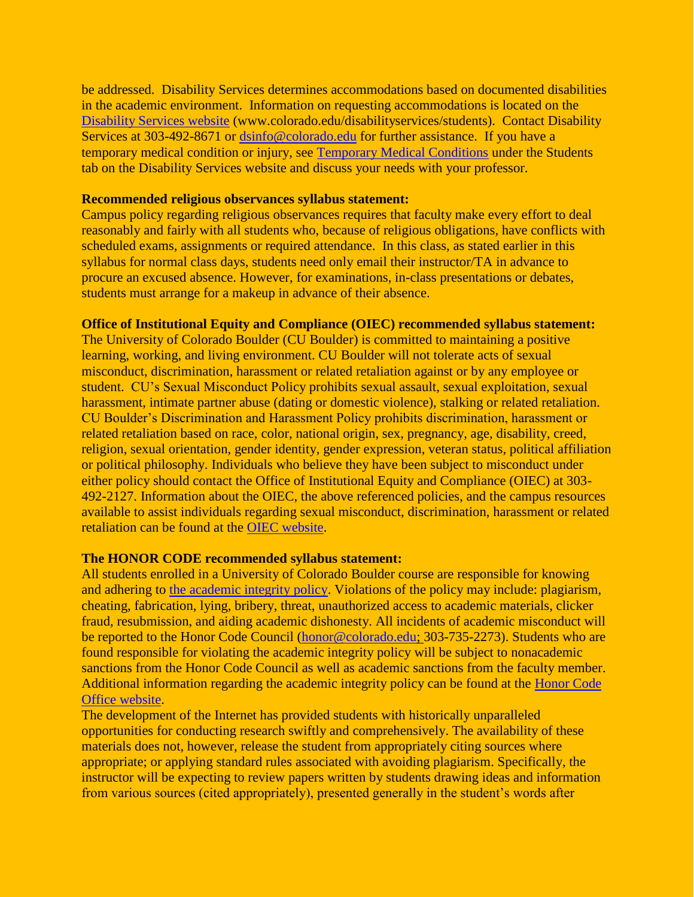be addressed. Disability Services determines accommodations based on documented disabilities in the academic environment. Information on requesting accommodations is located on the [Disability Services website](www.colorado.edu/disabilityservices/students) (www.colorado.edu/disabilityservices/students). Contact Disability Services at 303-492-8671 or [dsinfo@colorado.edu](mailto:dsinfo@colorado.edu) for further assistance. If you have a temporary medical condition or injury, see [Temporary Medical Conditions]() under the Students tab on the Disability Services website and discuss your needs with your professor.

**Recommended religious observances syllabus statement:**
Campus policy regarding religious observances requires that faculty make every effort to deal reasonably and fairly with all students who, because of religious obligations, have conflicts with scheduled exams, assignments or required attendance. In this class, as stated earlier in this syllabus for normal class days, students need only email their instructor/TA in advance to procure an excused absence. However, for examinations, in-class presentations or debates, students must arrange for a makeup in advance of their absence.

**Office of Institutional Equity and Compliance (OIEC) recommended syllabus statement:**
The University of Colorado Boulder (CU Boulder) is committed to maintaining a positive learning, working, and living environment. CU Boulder will not tolerate acts of sexual misconduct, discrimination, harassment or related retaliation against or by any employee or student. CU's Sexual Misconduct Policy prohibits sexual assault, sexual exploitation, sexual harassment, intimate partner abuse (dating or domestic violence), stalking or related retaliation. CU Boulder's Discrimination and Harassment Policy prohibits discrimination, harassment or related retaliation based on race, color, national origin, sex, pregnancy, age, disability, creed, religion, sexual orientation, gender identity, gender expression, veteran status, political affiliation or political philosophy. Individuals who believe they have been subject to misconduct under either policy should contact the Office of Institutional Equity and Compliance (OIEC) at 303-492-2127. Information about the OIEC, the above referenced policies, and the campus resources available to assist individuals regarding sexual misconduct, discrimination, harassment or related retaliation can be found at the [OIEC website]().

**The HONOR CODE recommended syllabus statement:**
All students enrolled in a University of Colorado Boulder course are responsible for knowing and adhering to [the academic integrity policy](). Violations of the policy may include: plagiarism, cheating, fabrication, lying, bribery, threat, unauthorized access to academic materials, clicker fraud, resubmission, and aiding academic dishonesty. All incidents of academic misconduct will be reported to the Honor Code Council ([honor@colorado.edu](mailto:honor@colorado.edu); 303-735-2273). Students who are found responsible for violating the academic integrity policy will be subject to nonacademic sanctions from the Honor Code Council as well as academic sanctions from the faculty member. Additional information regarding the academic integrity policy can be found at the [Honor Code Office website]().

The development of the Internet has provided students with historically unparalleled opportunities for conducting research swiftly and comprehensively. The availability of these materials does not, however, release the student from appropriately citing sources where appropriate; or applying standard rules associated with avoiding plagiarism. Specifically, the instructor will be expecting to review papers written by students drawing ideas and information from various sources (cited appropriately), presented generally in the student's words after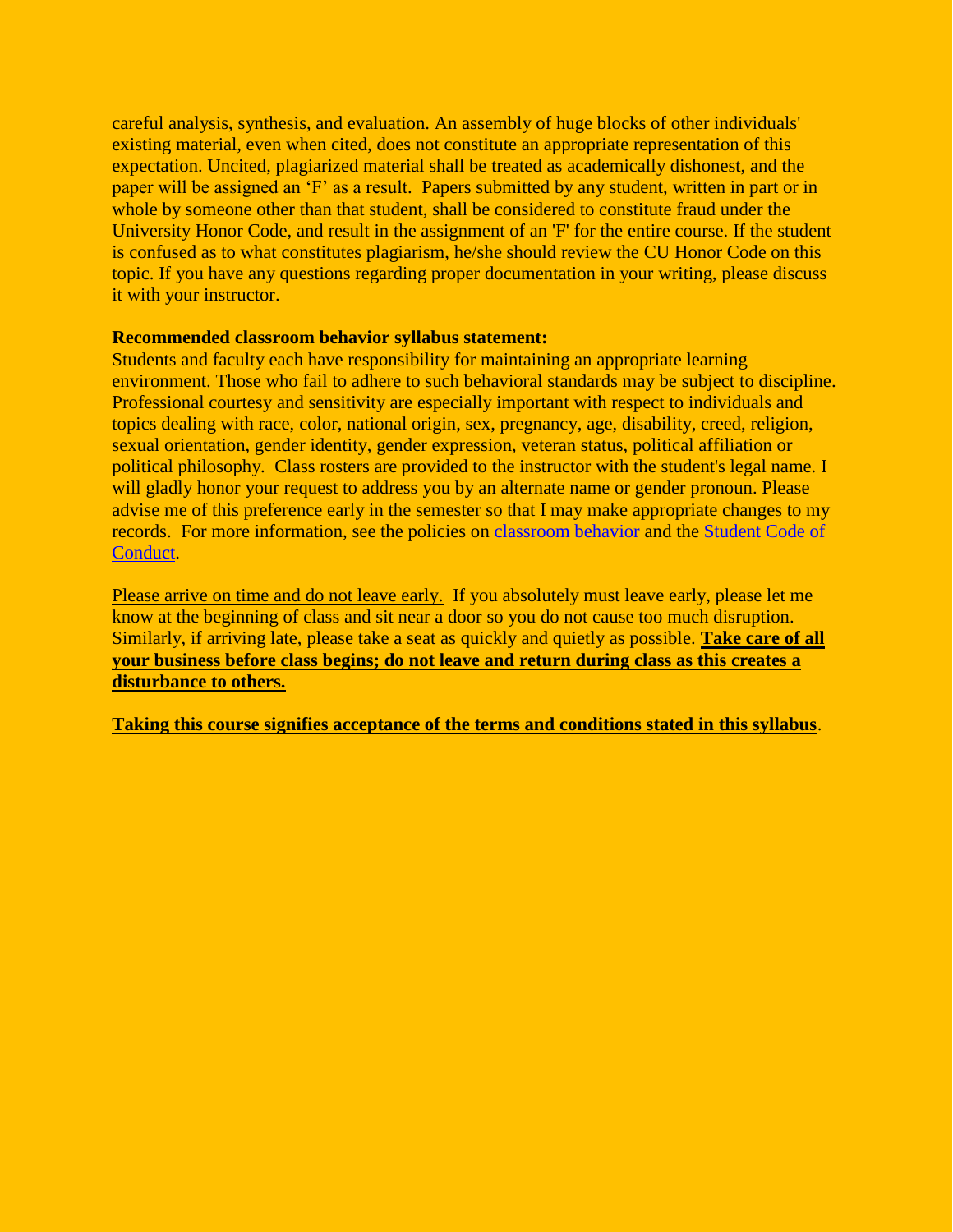careful analysis, synthesis, and evaluation. An assembly of huge blocks of other individuals' existing material, even when cited, does not constitute an appropriate representation of this expectation. Uncited, plagiarized material shall be treated as academically dishonest, and the paper will be assigned an 'F' as a result. Papers submitted by any student, written in part or in whole by someone other than that student, shall be considered to constitute fraud under the University Honor Code, and result in the assignment of an 'F' for the entire course. If the student is confused as to what constitutes plagiarism, he/she should review the CU Honor Code on this topic. If you have any questions regarding proper documentation in your writing, please discuss it with your instructor.

**Recommended classroom behavior syllabus statement:**

Students and faculty each have responsibility for maintaining an appropriate learning environment. Those who fail to adhere to such behavioral standards may be subject to discipline. Professional courtesy and sensitivity are especially important with respect to individuals and topics dealing with race, color, national origin, sex, pregnancy, age, disability, creed, religion, sexual orientation, gender identity, gender expression, veteran status, political affiliation or political philosophy. Class rosters are provided to the instructor with the student's legal name. I will gladly honor your request to address you by an alternate name or gender pronoun. Please advise me of this preference early in the semester so that I may make appropriate changes to my records. For more information, see the policies on classroom behavior and the Student Code of Conduct.

Please arrive on time and do not leave early. If you absolutely must leave early, please let me know at the beginning of class and sit near a door so you do not cause too much disruption. Similarly, if arriving late, please take a seat as quickly and quietly as possible. **Take care of all your business before class begins; do not leave and return during class as this creates a disturbance to others.**

**Taking this course signifies acceptance of the terms and conditions stated in this syllabus**.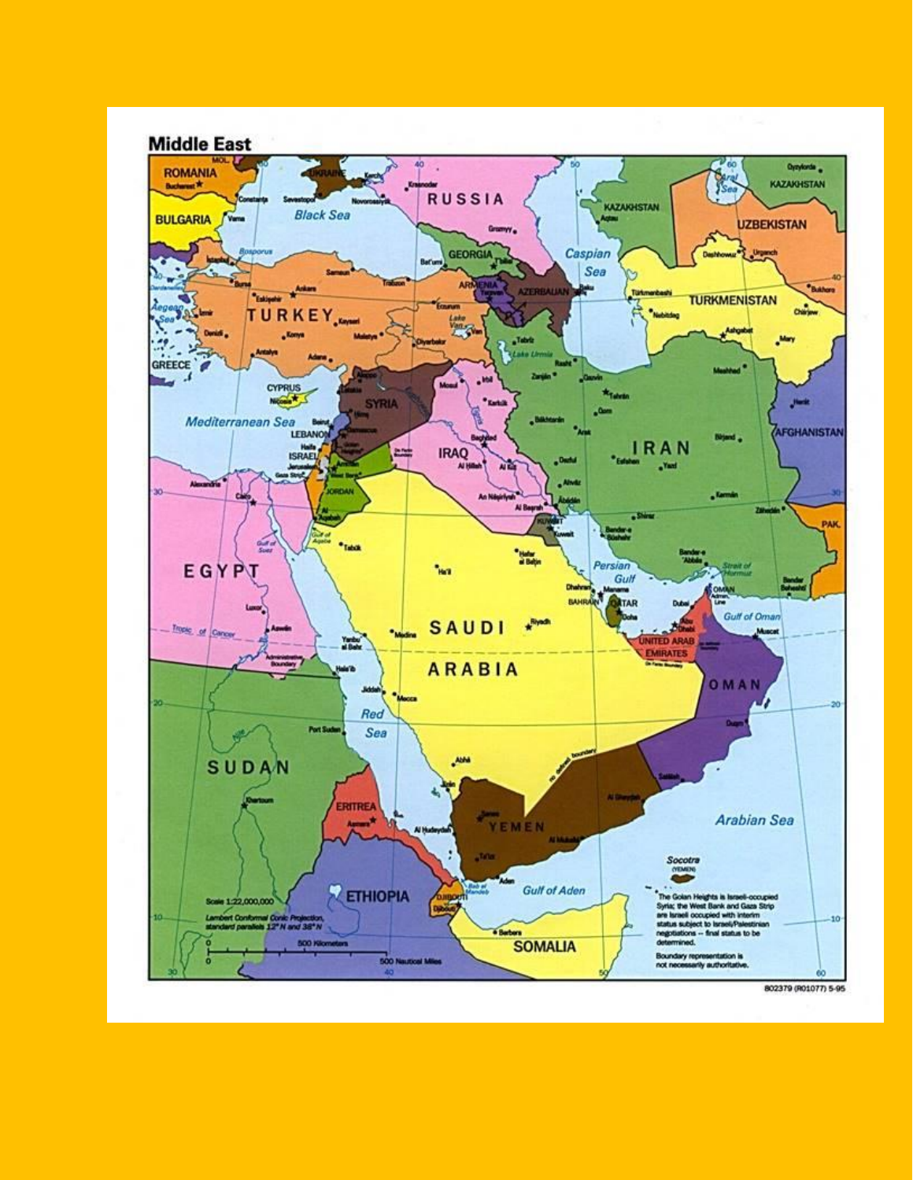# Middle East

ROMANIA
Bucharest
BULGARIA
Varna
MOL.
UKRAINE
Constanța
Sevastopol
Kerch
Krasnodar
Novorossiysk
Black Sea
RUSSIA
Groznyy
Bosporus
İstanbul
Samsun
Trabzon
Bat'umi
GEORGIA
T'bilisi
ARMENIA
Yerevan
AZERBAIJAN
Baku
Caspian Sea
KAZAKHSTAN
Aqtau
Aral Sea
Qyzylorda
KAZAKHSTAN
UZBEKISTAN
Dashhowuz
Urgench
Bukhoro
Türkmenbashi
Nebitdag
TURKMENISTAN
Chärjew
Ashgabat
Mary
Mashhad
Herāt
AFGHANISTAN
Aegean Sea
Dardanelles
Bursa
Ankara
Eskişehir
TURKEY
Kayseri
Erzurum
Lake Van
İzmir
Denizli
Konya
Malatya
Diyarbakır
Antalya
Adana
Tabriz
Lake Urmia
Rasht
Zanjān
Qazvīn
Tehrān
Qom
GREECE
CYPRUS
Nicosia
Aleppo
Latakia
SYRIA
Hims
Euphrates
Mosul
Irbil
Kirkūk
Mediterranean Sea
Beirut
LEBANON
Damascus
Golan Heights
Haifa
ISRAEL
Jerusalem
Gaza Strip
West Bank
Amman
JORDAN
Al 'Aqabah
De Facto Boundary
Tigris
IRAQ
Baghdad
Al Ḩillah
Al Kūt
Bākhtarān
Arāk
IRAN
Eşfahān
Yazd
Birjand
Dezfūl
Ahvāz
Ābādān
An Nāşirīyah
Al Başrah
KUWAIT
Kuwait
Shīrāz
Kermān
Zāhedān
PAK.
Alexandria
Cairo
Gulf of Suez
Gulf of Aqaba
Tabūk
Ḩafar al Bāţin
Bandar-e Būshehr
Bandar-e 'Abbās
Strait of Hormuz
Bandar Beheshtī
EGYPT
Ḩā'il
Persian Gulf
Dhahran
Manama
BAHRAIN
QATAR
Doha
Dubai
Abu Dhabi
OMAN
Admin. Line
Gulf of Oman
Muscat
Luxor
Aswān
Tropic of Cancer
Yanbu' al Baḩr
Medina
SAUDI ARABIA
Riyadh
UNITED ARAB EMIRATES
De Facto Boundary
Administrative Boundary
Ḩalā'ib
Jiddah
Mecca
OMAN
Duqm
Red Sea
Port Sudan
Nile
SUDAN
Abhā
no defined boundary
Şalālah
Khartoum
Jīzān
Şan'ā'
YEMEN
Al Ghaydah
Al Mukallā
Arabian Sea
ERITREA
Asmara
Al Ḩudaydah
Ta'izz
Aden
Bab el Mandeb
Socotra (YEMEN)
ETHIOPIA
DJIBOUTI
Djibouti
Gulf of Aden
Berbera
SOMALIA

Scale 1:22,000,000
Lambert Conformal Conic Projection, standard parallels 12°N and 38°N
500 Kilometers
500 Nautical Miles

The Golan Heights is Israeli-occupied Syria; the West Bank and Gaza Strip are Israeli occupied with interim status subject to Israeli/Palestinian negotiations -- final status to be determined.

Boundary representation is not necessarily authoritative.

802379 (R01077) 5-95